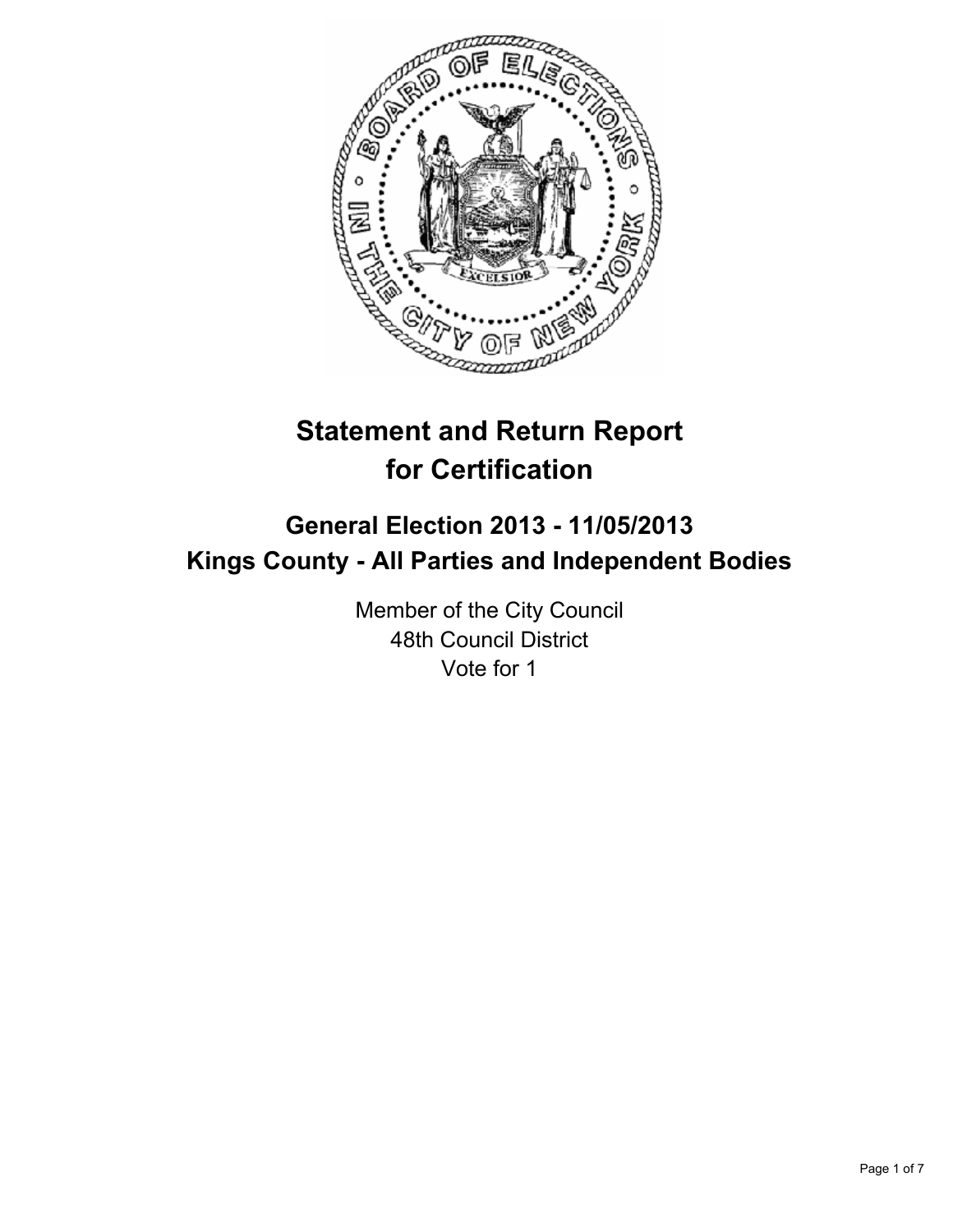# Statement and Return Report for Certification

## General Election 2013 - 11/05/2013
## Kings County - All Parties and Independent Bodies

Member of the City Council
48th Council District
Vote for 1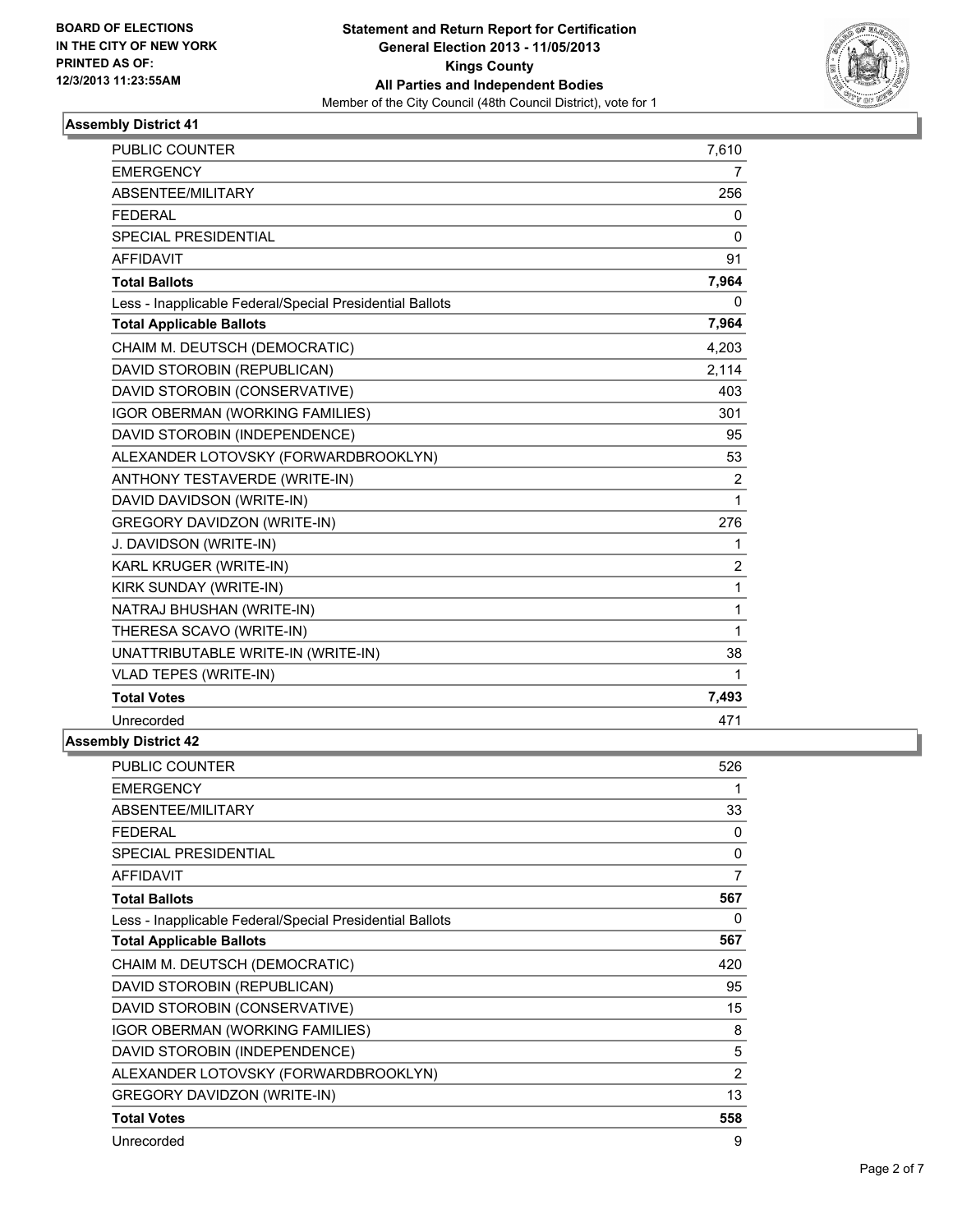**BOARD OF ELECTIONS IN THE CITY OF NEW YORK PRINTED AS OF: 12/3/2013 11:23:55AM**

**Statement and Return Report for Certification General Election 2013 - 11/05/2013 Kings County All Parties and Independent Bodies**

Member of the City Council (48th Council District), vote for 1

## Assembly District 41

| | |
|---|---|
| PUBLIC COUNTER | 7,610 |
| EMERGENCY | 7 |
| ABSENTEE/MILITARY | 256 |
| FEDERAL | 0 |
| SPECIAL PRESIDENTIAL | 0 |
| AFFIDAVIT | 91 |
| **Total Ballots** | **7,964** |
| Less - Inapplicable Federal/Special Presidential Ballots | 0 |
| **Total Applicable Ballots** | **7,964** |
| CHAIM M. DEUTSCH (DEMOCRATIC) | 4,203 |
| DAVID STOROBIN (REPUBLICAN) | 2,114 |
| DAVID STOROBIN (CONSERVATIVE) | 403 |
| IGOR OBERMAN (WORKING FAMILIES) | 301 |
| DAVID STOROBIN (INDEPENDENCE) | 95 |
| ALEXANDER LOTOVSKY (FORWARDBROOKLYN) | 53 |
| ANTHONY TESTAVERDE (WRITE-IN) | 2 |
| DAVID DAVIDSON (WRITE-IN) | 1 |
| GREGORY DAVIDZON (WRITE-IN) | 276 |
| J. DAVIDSON (WRITE-IN) | 1 |
| KARL KRUGER (WRITE-IN) | 2 |
| KIRK SUNDAY (WRITE-IN) | 1 |
| NATRAJ BHUSHAN (WRITE-IN) | 1 |
| THERESA SCAVO (WRITE-IN) | 1 |
| UNATTRIBUTABLE WRITE-IN (WRITE-IN) | 38 |
| VLAD TEPES (WRITE-IN) | 1 |
| **Total Votes** | **7,493** |
| Unrecorded | 471 |

## Assembly District 42

| | |
|---|---|
| PUBLIC COUNTER | 526 |
| EMERGENCY | 1 |
| ABSENTEE/MILITARY | 33 |
| FEDERAL | 0 |
| SPECIAL PRESIDENTIAL | 0 |
| AFFIDAVIT | 7 |
| **Total Ballots** | **567** |
| Less - Inapplicable Federal/Special Presidential Ballots | 0 |
| **Total Applicable Ballots** | **567** |
| CHAIM M. DEUTSCH (DEMOCRATIC) | 420 |
| DAVID STOROBIN (REPUBLICAN) | 95 |
| DAVID STOROBIN (CONSERVATIVE) | 15 |
| IGOR OBERMAN (WORKING FAMILIES) | 8 |
| DAVID STOROBIN (INDEPENDENCE) | 5 |
| ALEXANDER LOTOVSKY (FORWARDBROOKLYN) | 2 |
| GREGORY DAVIDZON (WRITE-IN) | 13 |
| **Total Votes** | **558** |
| Unrecorded | 9 |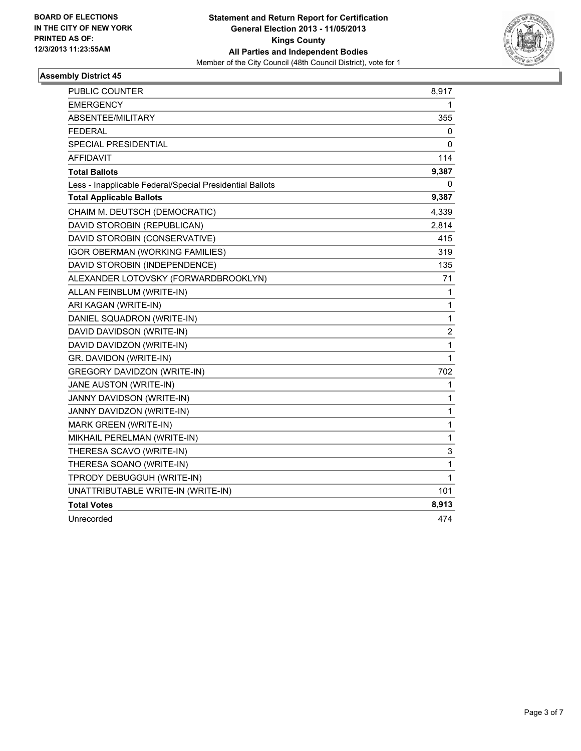**BOARD OF ELECTIONS IN THE CITY OF NEW YORK PRINTED AS OF: 12/3/2013 11:23:55AM**

**Statement and Return Report for Certification General Election 2013 - 11/05/2013 Kings County All Parties and Independent Bodies**

Member of the City Council (48th Council District), vote for 1

## Assembly District 45

| | |
|---|---|
| PUBLIC COUNTER | 8,917 |
| EMERGENCY | 1 |
| ABSENTEE/MILITARY | 355 |
| FEDERAL | 0 |
| SPECIAL PRESIDENTIAL | 0 |
| AFFIDAVIT | 114 |
| **Total Ballots** | **9,387** |
| Less - Inapplicable Federal/Special Presidential Ballots | 0 |
| **Total Applicable Ballots** | **9,387** |
| CHAIM M. DEUTSCH (DEMOCRATIC) | 4,339 |
| DAVID STOROBIN (REPUBLICAN) | 2,814 |
| DAVID STOROBIN (CONSERVATIVE) | 415 |
| IGOR OBERMAN (WORKING FAMILIES) | 319 |
| DAVID STOROBIN (INDEPENDENCE) | 135 |
| ALEXANDER LOTOVSKY (FORWARDBROOKLYN) | 71 |
| ALLAN FEINBLUM (WRITE-IN) | 1 |
| ARI KAGAN (WRITE-IN) | 1 |
| DANIEL SQUADRON (WRITE-IN) | 1 |
| DAVID DAVIDSON (WRITE-IN) | 2 |
| DAVID DAVIDZON (WRITE-IN) | 1 |
| GR. DAVIDON (WRITE-IN) | 1 |
| GREGORY DAVIDZON (WRITE-IN) | 702 |
| JANE AUSTON (WRITE-IN) | 1 |
| JANNY DAVIDSON (WRITE-IN) | 1 |
| JANNY DAVIDZON (WRITE-IN) | 1 |
| MARK GREEN (WRITE-IN) | 1 |
| MIKHAIL PERELMAN (WRITE-IN) | 1 |
| THERESA SCAVO (WRITE-IN) | 3 |
| THERESA SOANO (WRITE-IN) | 1 |
| TPRODY DEBUGGUH (WRITE-IN) | 1 |
| UNATTRIBUTABLE WRITE-IN (WRITE-IN) | 101 |
| **Total Votes** | **8,913** |
| Unrecorded | 474 |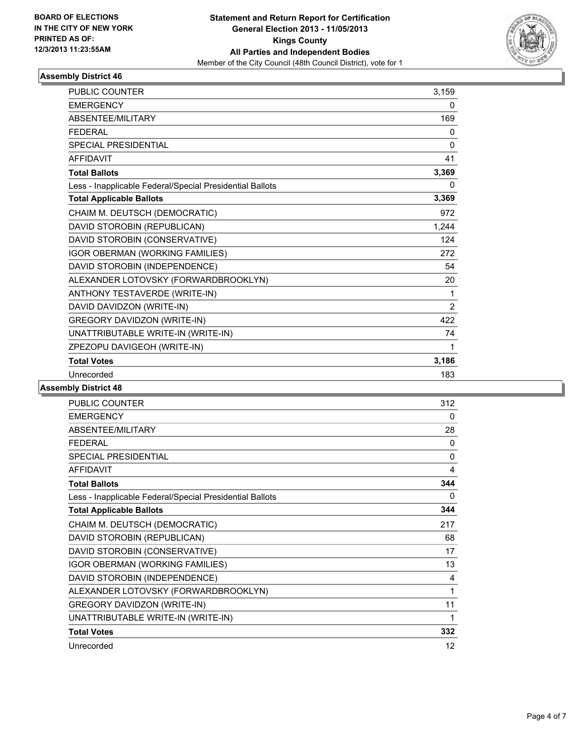**BOARD OF ELECTIONS IN THE CITY OF NEW YORK PRINTED AS OF: 12/3/2013 11:23:55AM**

**Statement and Return Report for Certification General Election 2013 - 11/05/2013 Kings County All Parties and Independent Bodies**

Member of the City Council (48th Council District), vote for 1

### Assembly District 46

| | |
|---|---|
| PUBLIC COUNTER | 3,159 |
| EMERGENCY | 0 |
| ABSENTEE/MILITARY | 169 |
| FEDERAL | 0 |
| SPECIAL PRESIDENTIAL | 0 |
| AFFIDAVIT | 41 |
| **Total Ballots** | **3,369** |
| Less - Inapplicable Federal/Special Presidential Ballots | 0 |
| **Total Applicable Ballots** | **3,369** |
| CHAIM M. DEUTSCH (DEMOCRATIC) | 972 |
| DAVID STOROBIN (REPUBLICAN) | 1,244 |
| DAVID STOROBIN (CONSERVATIVE) | 124 |
| IGOR OBERMAN (WORKING FAMILIES) | 272 |
| DAVID STOROBIN (INDEPENDENCE) | 54 |
| ALEXANDER LOTOVSKY (FORWARDBROOKLYN) | 20 |
| ANTHONY TESTAVERDE (WRITE-IN) | 1 |
| DAVID DAVIDZON (WRITE-IN) | 2 |
| GREGORY DAVIDZON (WRITE-IN) | 422 |
| UNATTRIBUTABLE WRITE-IN (WRITE-IN) | 74 |
| ZPEZOPU DAVIGEOH (WRITE-IN) | 1 |
| **Total Votes** | **3,186** |
| Unrecorded | 183 |

### Assembly District 48

| | |
|---|---|
| PUBLIC COUNTER | 312 |
| EMERGENCY | 0 |
| ABSENTEE/MILITARY | 28 |
| FEDERAL | 0 |
| SPECIAL PRESIDENTIAL | 0 |
| AFFIDAVIT | 4 |
| **Total Ballots** | **344** |
| Less - Inapplicable Federal/Special Presidential Ballots | 0 |
| **Total Applicable Ballots** | **344** |
| CHAIM M. DEUTSCH (DEMOCRATIC) | 217 |
| DAVID STOROBIN (REPUBLICAN) | 68 |
| DAVID STOROBIN (CONSERVATIVE) | 17 |
| IGOR OBERMAN (WORKING FAMILIES) | 13 |
| DAVID STOROBIN (INDEPENDENCE) | 4 |
| ALEXANDER LOTOVSKY (FORWARDBROOKLYN) | 1 |
| GREGORY DAVIDZON (WRITE-IN) | 11 |
| UNATTRIBUTABLE WRITE-IN (WRITE-IN) | 1 |
| **Total Votes** | **332** |
| Unrecorded | 12 |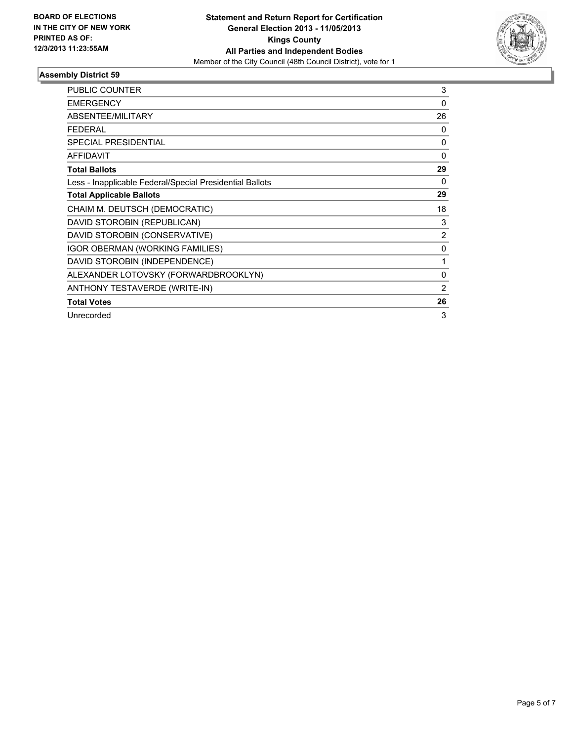**BOARD OF ELECTIONS IN THE CITY OF NEW YORK PRINTED AS OF: 12/3/2013 11:23:55AM**

**Statement and Return Report for Certification**
**General Election 2013 - 11/05/2013**
**Kings County**
**All Parties and Independent Bodies**
Member of the City Council (48th Council District), vote for 1

### Assembly District 59

| | |
|---|---|
| PUBLIC COUNTER | 3 |
| EMERGENCY | 0 |
| ABSENTEE/MILITARY | 26 |
| FEDERAL | 0 |
| SPECIAL PRESIDENTIAL | 0 |
| AFFIDAVIT | 0 |
| **Total Ballots** | **29** |
| Less - Inapplicable Federal/Special Presidential Ballots | 0 |
| **Total Applicable Ballots** | **29** |
| CHAIM M. DEUTSCH (DEMOCRATIC) | 18 |
| DAVID STOROBIN (REPUBLICAN) | 3 |
| DAVID STOROBIN (CONSERVATIVE) | 2 |
| IGOR OBERMAN (WORKING FAMILIES) | 0 |
| DAVID STOROBIN (INDEPENDENCE) | 1 |
| ALEXANDER LOTOVSKY (FORWARDBROOKLYN) | 0 |
| ANTHONY TESTAVERDE (WRITE-IN) | 2 |
| **Total Votes** | **26** |
| Unrecorded | 3 |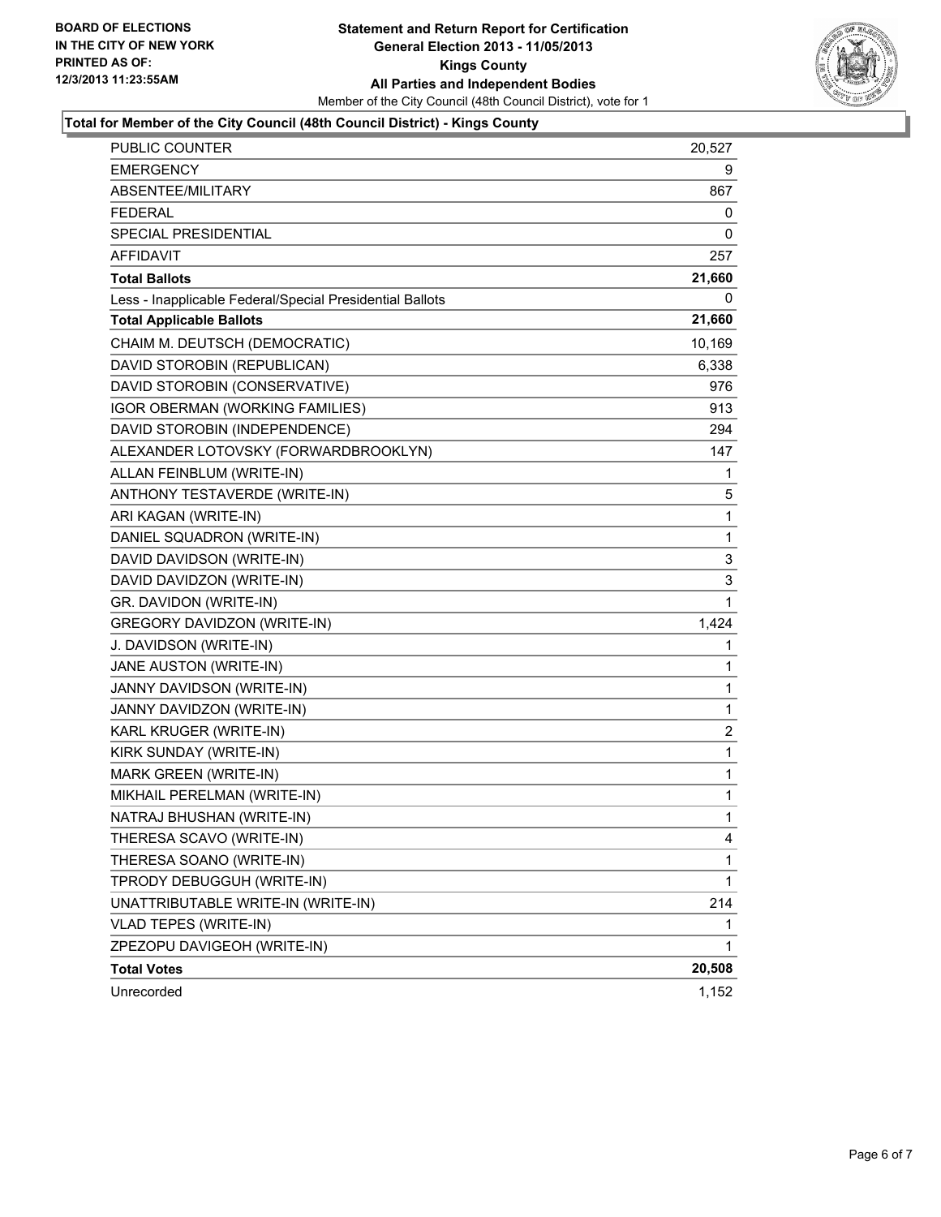BOARD OF ELECTIONS
IN THE CITY OF NEW YORK
PRINTED AS OF:
12/3/2013 11:23:55AM

**Statement and Return Report for Certification**
**General Election 2013 - 11/05/2013**
**Kings County**
**All Parties and Independent Bodies**
Member of the City Council (48th Council District), vote for 1

**Total for Member of the City Council (48th Council District) - Kings County**

| | |
|---|---|
| PUBLIC COUNTER | 20,527 |
| EMERGENCY | 9 |
| ABSENTEE/MILITARY | 867 |
| FEDERAL | 0 |
| SPECIAL PRESIDENTIAL | 0 |
| AFFIDAVIT | 257 |
| **Total Ballots** | **21,660** |
| Less - Inapplicable Federal/Special Presidential Ballots | 0 |
| **Total Applicable Ballots** | **21,660** |
| CHAIM M. DEUTSCH (DEMOCRATIC) | 10,169 |
| DAVID STOROBIN (REPUBLICAN) | 6,338 |
| DAVID STOROBIN (CONSERVATIVE) | 976 |
| IGOR OBERMAN (WORKING FAMILIES) | 913 |
| DAVID STOROBIN (INDEPENDENCE) | 294 |
| ALEXANDER LOTOVSKY (FORWARDBROOKLYN) | 147 |
| ALLAN FEINBLUM (WRITE-IN) | 1 |
| ANTHONY TESTAVERDE (WRITE-IN) | 5 |
| ARI KAGAN (WRITE-IN) | 1 |
| DANIEL SQUADRON (WRITE-IN) | 1 |
| DAVID DAVIDSON (WRITE-IN) | 3 |
| DAVID DAVIDZON (WRITE-IN) | 3 |
| GR. DAVIDON (WRITE-IN) | 1 |
| GREGORY DAVIDZON (WRITE-IN) | 1,424 |
| J. DAVIDSON (WRITE-IN) | 1 |
| JANE AUSTON (WRITE-IN) | 1 |
| JANNY DAVIDSON (WRITE-IN) | 1 |
| JANNY DAVIDZON (WRITE-IN) | 1 |
| KARL KRUGER (WRITE-IN) | 2 |
| KIRK SUNDAY (WRITE-IN) | 1 |
| MARK GREEN (WRITE-IN) | 1 |
| MIKHAIL PERELMAN (WRITE-IN) | 1 |
| NATRAJ BHUSHAN (WRITE-IN) | 1 |
| THERESA SCAVO (WRITE-IN) | 4 |
| THERESA SOANO (WRITE-IN) | 1 |
| TPRODY DEBUGGUH (WRITE-IN) | 1 |
| UNATTRIBUTABLE WRITE-IN (WRITE-IN) | 214 |
| VLAD TEPES (WRITE-IN) | 1 |
| ZPEZOPU DAVIGEOH (WRITE-IN) | 1 |
| **Total Votes** | **20,508** |
| Unrecorded | 1,152 |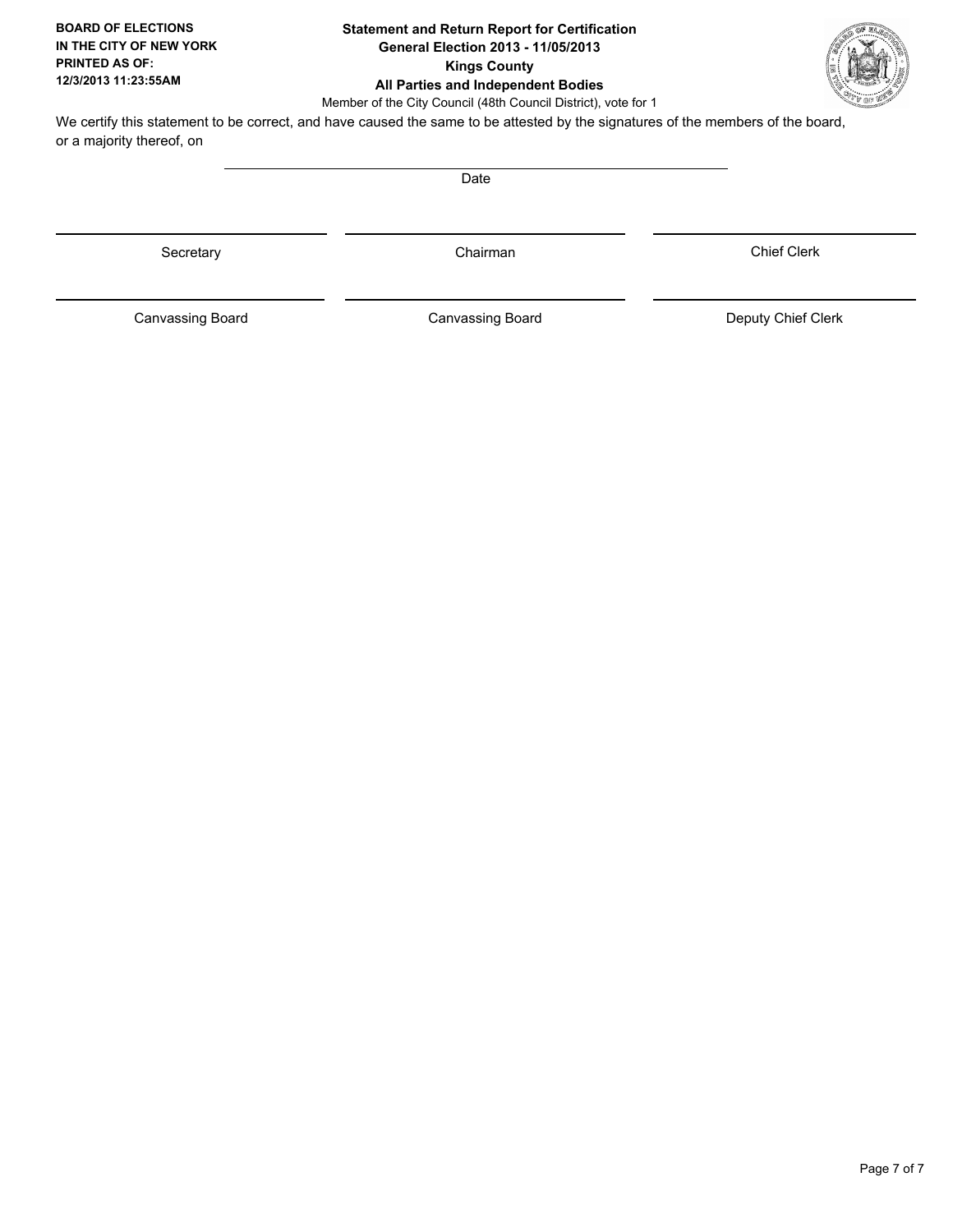We certify this statement to be correct, and have caused the same to be attested by the signatures of the members of the board, or a majority thereof, on

Date

| | | |
|---|---|---|
| Secretary | Chairman | Chief Clerk |
| Canvassing Board | Canvassing Board | Deputy Chief Clerk |